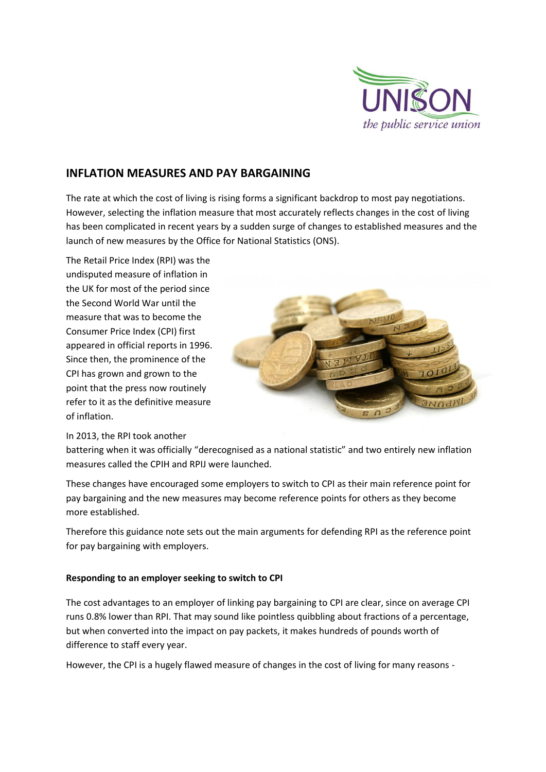## INFLATION MEASURES AND PAY BARGAINING

The rate at which the cost of living is rising forms a significant backdrop to most pay negotiations. However, selecting the inflation measure that most accurately reflects changes in the cost of living has been complicated in recent years by a sudden surge of changes to established measures and the launch of new measures by the Office for National Statistics (ONS).

The Retail Price Index (RPI) was the undisputed measure of inflation in the UK for most of the period since the Second World War until the measure that was to become the Consumer Price Index (CPI) first appeared in official reports in 1996. Since then, the prominence of the CPI has grown and grown to the point that the press now routinely refer to it as the definitive measure of inflation.

In 2013, the RPI took another battering when it was officially "derecognised as a national statistic" and two entirely new inflation measures called the CPIH and RPIJ were launched.

These changes have encouraged some employers to switch to CPI as their main reference point for pay bargaining and the new measures may become reference points for others as they become more established.

Therefore this guidance note sets out the main arguments for defending RPI as the reference point for pay bargaining with employers.

**Responding to an employer seeking to switch to CPI**

The cost advantages to an employer of linking pay bargaining to CPI are clear, since on average CPI runs 0.8% lower than RPI. That may sound like pointless quibbling about fractions of a percentage, but when converted into the impact on pay packets, it makes hundreds of pounds worth of difference to staff every year.

However, the CPI is a hugely flawed measure of changes in the cost of living for many reasons -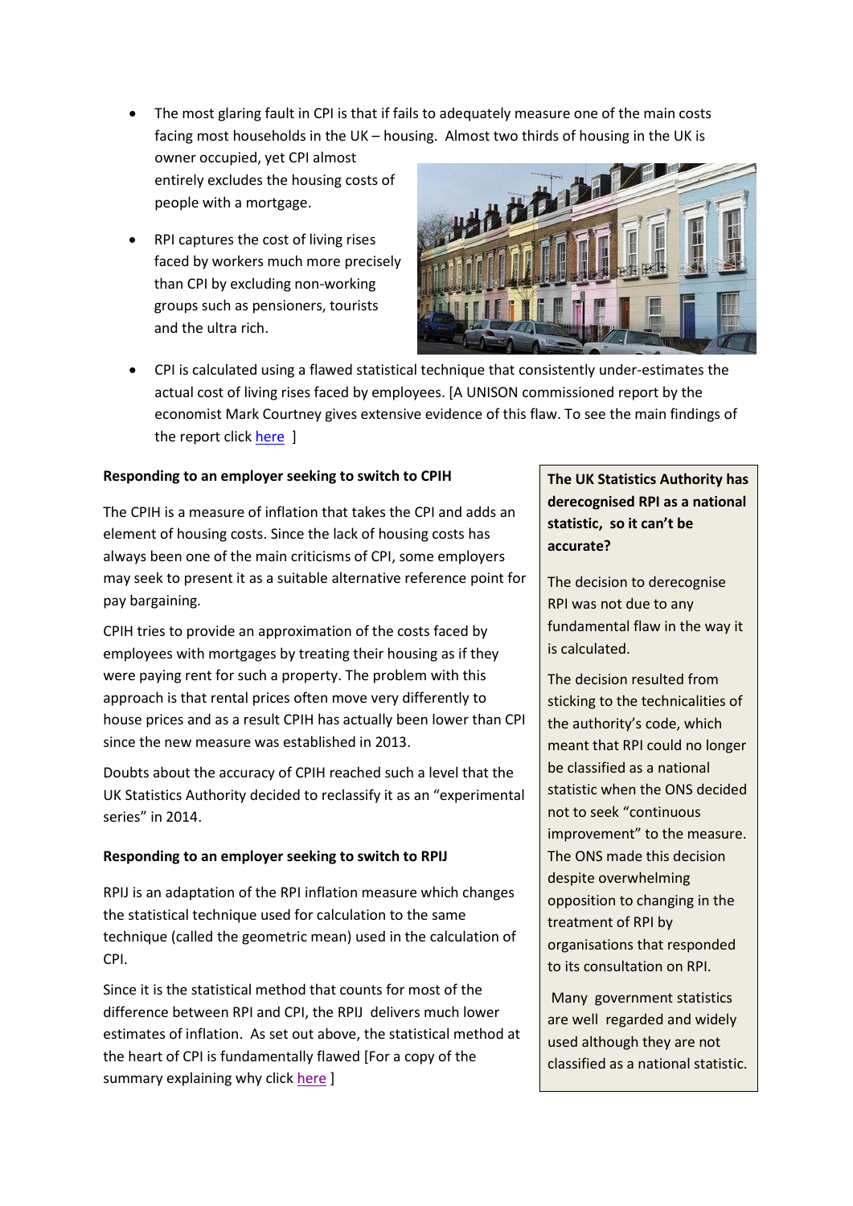- The most glaring fault in CPI is that if fails to adequately measure one of the main costs facing most households in the UK – housing. Almost two thirds of housing in the UK is owner occupied, yet CPI almost entirely excludes the housing costs of people with a mortgage.
- RPI captures the cost of living rises faced by workers much more precisely than CPI by excluding non-working groups such as pensioners, tourists and the ultra rich.
- CPI is calculated using a flawed statistical technique that consistently under-estimates the actual cost of living rises faced by employees. [A UNISON commissioned report by the economist Mark Courtney gives extensive evidence of this flaw. To see the main findings of the report click here ]

**Responding to an employer seeking to switch to CPIH**

The CPIH is a measure of inflation that takes the CPI and adds an element of housing costs. Since the lack of housing costs has always been one of the main criticisms of CPI, some employers may seek to present it as a suitable alternative reference point for pay bargaining.

CPIH tries to provide an approximation of the costs faced by employees with mortgages by treating their housing as if they were paying rent for such a property. The problem with this approach is that rental prices often move very differently to house prices and as a result CPIH has actually been lower than CPI since the new measure was established in 2013.

Doubts about the accuracy of CPIH reached such a level that the UK Statistics Authority decided to reclassify it as an "experimental series" in 2014.

**Responding to an employer seeking to switch to RPIJ**

RPIJ is an adaptation of the RPI inflation measure which changes the statistical technique used for calculation to the same technique (called the geometric mean) used in the calculation of CPI.

Since it is the statistical method that counts for most of the difference between RPI and CPI, the RPIJ delivers much lower estimates of inflation. As set out above, the statistical method at the heart of CPI is fundamentally flawed [For a copy of the summary explaining why click here ]

**The UK Statistics Authority has derecognised RPI as a national statistic, so it can't be accurate?**

The decision to derecognise RPI was not due to any fundamental flaw in the way it is calculated.

The decision resulted from sticking to the technicalities of the authority's code, which meant that RPI could no longer be classified as a national statistic when the ONS decided not to seek "continuous improvement" to the measure. The ONS made this decision despite overwhelming opposition to changing in the treatment of RPI by organisations that responded to its consultation on RPI.

Many government statistics are well regarded and widely used although they are not classified as a national statistic.